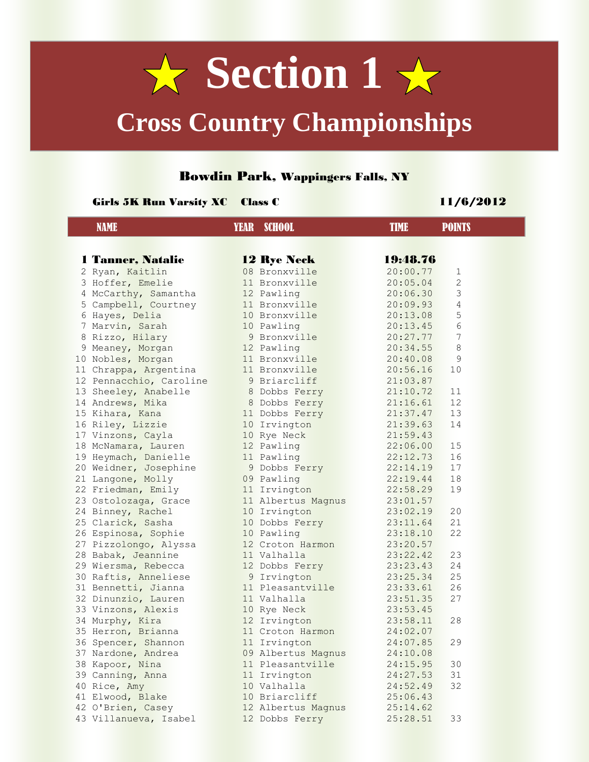# ★ Section 1 ★

## Cross Country Championships

### Bowdin Park, Wappingers Falls, NY

**Girls 5K Run Varsity XC    Class C**    **11/6/2012**

| | NAME | YEAR | SCHOOL | TIME | POINTS |
|---|---|---|---|---|---|
| **1** | **Tanner, Natalie** | **12** | **Rye Neck** | **19:48.76** | |
| 2 | Ryan, Kaitlin | 08 | Bronxville | 20:00.77 | 1 |
| 3 | Hoffer, Emelie | 11 | Bronxville | 20:05.04 | 2 |
| 4 | McCarthy, Samantha | 12 | Pawling | 20:06.30 | 3 |
| 5 | Campbell, Courtney | 11 | Bronxville | 20:09.93 | 4 |
| 6 | Hayes, Delia | 10 | Bronxville | 20:13.08 | 5 |
| 7 | Marvin, Sarah | 10 | Pawling | 20:13.45 | 6 |
| 8 | Rizzo, Hilary | 9 | Bronxville | 20:27.77 | 7 |
| 9 | Meaney, Morgan | 12 | Pawling | 20:34.55 | 8 |
| 10 | Nobles, Morgan | 11 | Bronxville | 20:40.08 | 9 |
| 11 | Chrappa, Argentina | 11 | Bronxville | 20:56.16 | 10 |
| 12 | Pennacchio, Caroline | 9 | Briarcliff | 21:03.87 | |
| 13 | Sheeley, Anabelle | 8 | Dobbs Ferry | 21:10.72 | 11 |
| 14 | Andrews, Mika | 8 | Dobbs Ferry | 21:16.61 | 12 |
| 15 | Kihara, Kana | 11 | Dobbs Ferry | 21:37.47 | 13 |
| 16 | Riley, Lizzie | 10 | Irvington | 21:39.63 | 14 |
| 17 | Vinzons, Cayla | 10 | Rye Neck | 21:59.43 | |
| 18 | McNamara, Lauren | 12 | Pawling | 22:06.00 | 15 |
| 19 | Heymach, Danielle | 11 | Pawling | 22:12.73 | 16 |
| 20 | Weidner, Josephine | 9 | Dobbs Ferry | 22:14.19 | 17 |
| 21 | Langone, Molly | 09 | Pawling | 22:19.44 | 18 |
| 22 | Friedman, Emily | 11 | Irvington | 22:58.29 | 19 |
| 23 | Ostolozaga, Grace | 11 | Albertus Magnus | 23:01.57 | |
| 24 | Binney, Rachel | 10 | Irvington | 23:02.19 | 20 |
| 25 | Clarick, Sasha | 10 | Dobbs Ferry | 23:11.64 | 21 |
| 26 | Espinosa, Sophie | 10 | Pawling | 23:18.10 | 22 |
| 27 | Pizzolongo, Alyssa | 12 | Croton Harmon | 23:20.57 | |
| 28 | Babak, Jeannine | 11 | Valhalla | 23:22.42 | 23 |
| 29 | Wiersma, Rebecca | 12 | Dobbs Ferry | 23:23.43 | 24 |
| 30 | Raftis, Anneliese | 9 | Irvington | 23:25.34 | 25 |
| 31 | Bennetti, Jianna | 11 | Pleasantville | 23:33.61 | 26 |
| 32 | Dinunzio, Lauren | 11 | Valhalla | 23:51.35 | 27 |
| 33 | Vinzons, Alexis | 10 | Rye Neck | 23:53.45 | |
| 34 | Murphy, Kira | 12 | Irvington | 23:58.11 | 28 |
| 35 | Herron, Brianna | 11 | Croton Harmon | 24:02.07 | |
| 36 | Spencer, Shannon | 11 | Irvington | 24:07.85 | 29 |
| 37 | Nardone, Andrea | 09 | Albertus Magnus | 24:10.08 | |
| 38 | Kapoor, Nina | 11 | Pleasantville | 24:15.95 | 30 |
| 39 | Canning, Anna | 11 | Irvington | 24:27.53 | 31 |
| 40 | Rice, Amy | 10 | Valhalla | 24:52.49 | 32 |
| 41 | Elwood, Blake | 10 | Briarcliff | 25:06.43 | |
| 42 | O'Brien, Casey | 12 | Albertus Magnus | 25:14.62 | |
| 43 | Villanueva, Isabel | 12 | Dobbs Ferry | 25:28.51 | 33 |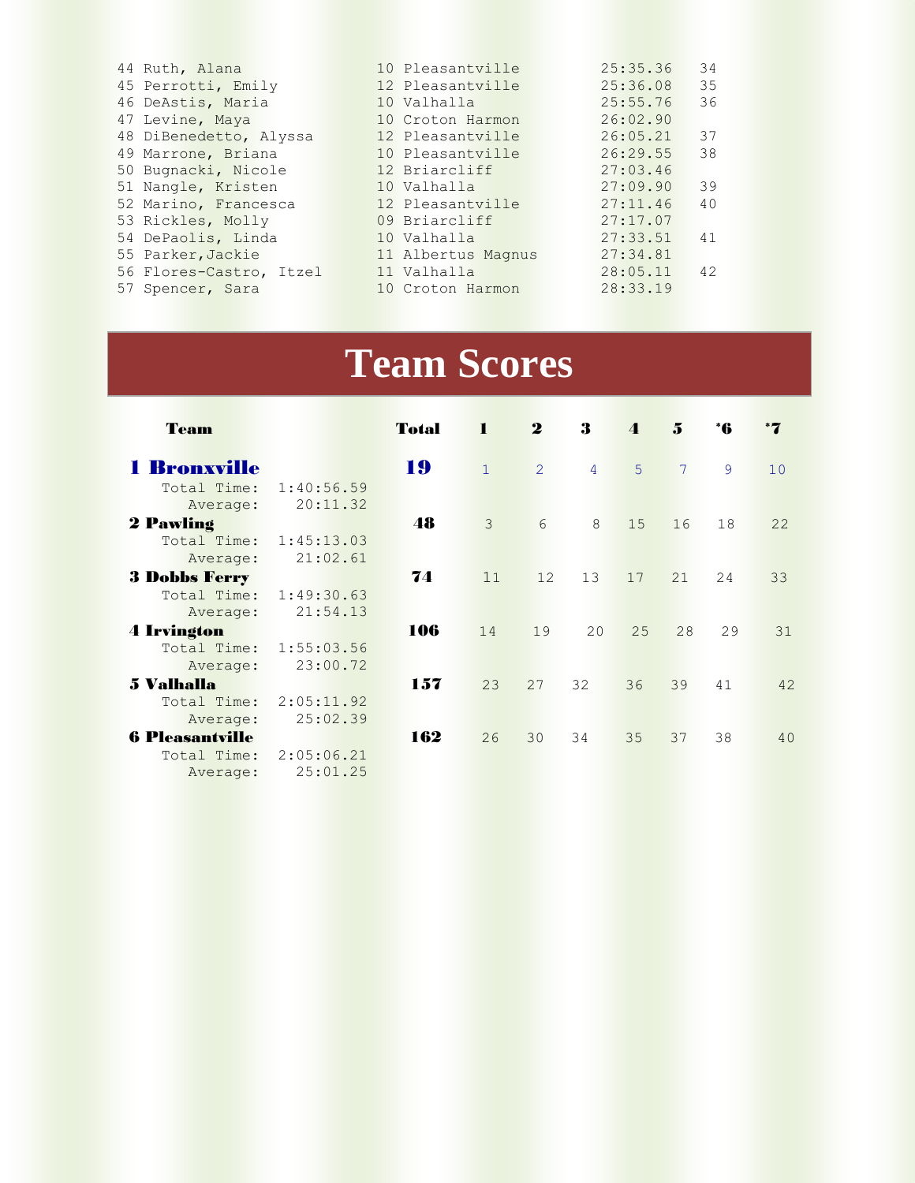| | | | | | |
|---|---|---|---|---|---|
| 44 | Ruth, Alana | 10 | Pleasantville | 25:35.36 | 34 |
| 45 | Perrotti, Emily | 12 | Pleasantville | 25:36.08 | 35 |
| 46 | DeAstis, Maria | 10 | Valhalla | 25:55.76 | 36 |
| 47 | Levine, Maya | 10 | Croton Harmon | 26:02.90 | |
| 48 | DiBenedetto, Alyssa | 12 | Pleasantville | 26:05.21 | 37 |
| 49 | Marrone, Briana | 10 | Pleasantville | 26:29.55 | 38 |
| 50 | Bugnacki, Nicole | 12 | Briarcliff | 27:03.46 | |
| 51 | Nangle, Kristen | 10 | Valhalla | 27:09.90 | 39 |
| 52 | Marino, Francesca | 12 | Pleasantville | 27:11.46 | 40 |
| 53 | Rickles, Molly | 09 | Briarcliff | 27:17.07 | |
| 54 | DePaolis, Linda | 10 | Valhalla | 27:33.51 | 41 |
| 55 | Parker,Jackie | 11 | Albertus Magnus | 27:34.81 | |
| 56 | Flores-Castro, Itzel | 11 | Valhalla | 28:05.11 | 42 |
| 57 | Spencer, Sara | 10 | Croton Harmon | 28:33.19 | |

# Team Scores

| Team | Total | 1 | 2 | 3 | 4 | 5 | *6 | *7 |
|---|---|---|---|---|---|---|---|---|
| **1 Bronxville** | **19** | 1 | 2 | 4 | 5 | 7 | 9 | 10 |
| Total Time: 1:40:56.59 | | | | | | | | |
| Average: 20:11.32 | | | | | | | | |
| **2 Pawling** | **48** | 3 | 6 | 8 | 15 | 16 | 18 | 22 |
| Total Time: 1:45:13.03 | | | | | | | | |
| Average: 21:02.61 | | | | | | | | |
| **3 Dobbs Ferry** | **74** | 11 | 12 | 13 | 17 | 21 | 24 | 33 |
| Total Time: 1:49:30.63 | | | | | | | | |
| Average: 21:54.13 | | | | | | | | |
| **4 Irvington** | **106** | 14 | 19 | 20 | 25 | 28 | 29 | 31 |
| Total Time: 1:55:03.56 | | | | | | | | |
| Average: 23:00.72 | | | | | | | | |
| **5 Valhalla** | **157** | 23 | 27 | 32 | 36 | 39 | 41 | 42 |
| Total Time: 2:05:11.92 | | | | | | | | |
| Average: 25:02.39 | | | | | | | | |
| **6 Pleasantville** | **162** | 26 | 30 | 34 | 35 | 37 | 38 | 40 |
| Total Time: 2:05:06.21 | | | | | | | | |
| Average: 25:01.25 | | | | | | | | |